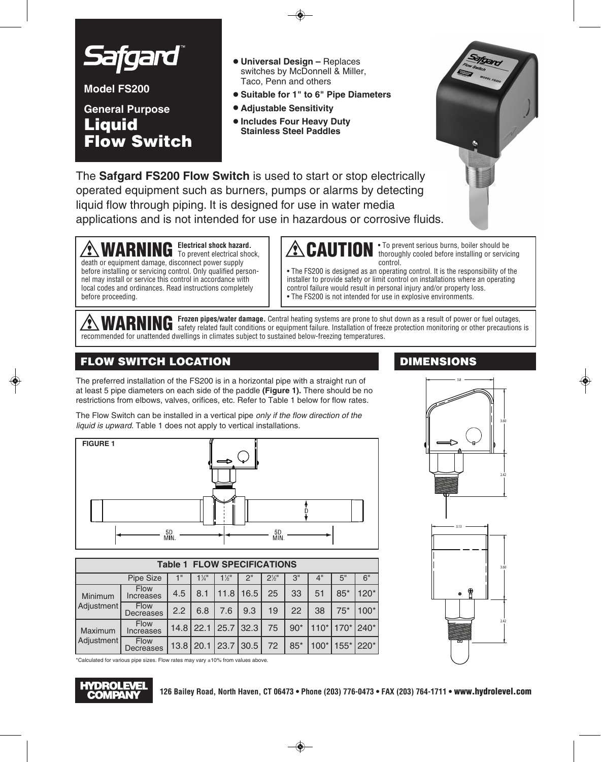# Safgard™

**Model FS200**

**General Purpose**

# Liquid Flow Switch

- **Universal Design –** Replaces switches by McDonnell & Miller, Taco, Penn and others
- **Suitable for 1" to 6" Pipe Diameters**
- **Adjustable Sensitivity**
- **Includes Four Heavy Duty Stainless Steel Paddles**

The **Safgard FS200 Flow Switch** is used to start or stop electrically operated equipment such as burners, pumps or alarms by detecting liquid flow through piping. It is designed for use in water media applications and is not intended for use in hazardous or corrosive fluids.

**⚠ WARNING** **Electrical shock hazard.** To prevent electrical shock, death or equipment damage, disconnect power supply before installing or servicing control. Only qualified personnel may install or service this control in accordance with local codes and ordinances. Read instructions completely before proceeding.

**⚠ CAUTION**
- To prevent serious burns, boiler should be thoroughly cooled before installing or servicing control.
- The FS200 is designed as an operating control. It is the responsibility of the installer to provide safety or limit control on installations where an operating control failure would result in personal injury and/or property loss.
- The FS200 is not intended for use in explosive environments.

**⚠ WARNING** **Frozen pipes/water damage.** Central heating systems are prone to shut down as a result of power or fuel outages, safety related fault conditions or equipment failure. Installation of freeze protection monitoring or other precautions is recommended for unattended dwellings in climates subject to sustained below-freezing temperatures.

## FLOW SWITCH LOCATION

The preferred installation of the FS200 is in a horizontal pipe with a straight run of at least 5 pipe diameters on each side of the paddle **(Figure 1).** There should be no restrictions from elbows, valves, orifices, etc. Refer to Table 1 below for flow rates.

The Flow Switch can be installed in a vertical pipe *only if the flow direction of the liquid is upward.* Table 1 does not apply to vertical installations.

**FIGURE 1**

D

5D MIN. 5D MIN.

**Table 1 FLOW SPECIFICATIONS**

| | Pipe Size | 1" | 1¼" | 1½" | 2" | 2½" | 3" | 4" | 5" | 6" |
|---|---|---|---|---|---|---|---|---|---|---|
| Minimum Adjustment | Flow Increases | 4.5 | 8.1 | 11.8 | 16.5 | 25 | 33 | 51 | 85* | 120* |
| | Flow Decreases | 2.2 | 6.8 | 7.6 | 9.3 | 19 | 22 | 38 | 75* | 100* |
| Maximum Adjustment | Flow Increases | 14.8 | 22.1 | 25.7 | 32.3 | 75 | 90* | 110* | 170* | 240* |
| | Flow Decreases | 13.8 | 20.1 | 23.7 | 30.5 | 72 | 85* | 100* | 155* | 220* |

*Calculated for various pipe sizes. Flow rates may vary ±10% from values above.

## DIMENSIONS

3.8

3.60

2.42

3.13

3.60

2.42

**HYDROLEVEL COMPANY**

126 Bailey Road, North Haven, CT 06473 • Phone (203) 776-0473 • FAX (203) 764-1711 • www.hydrolevel.com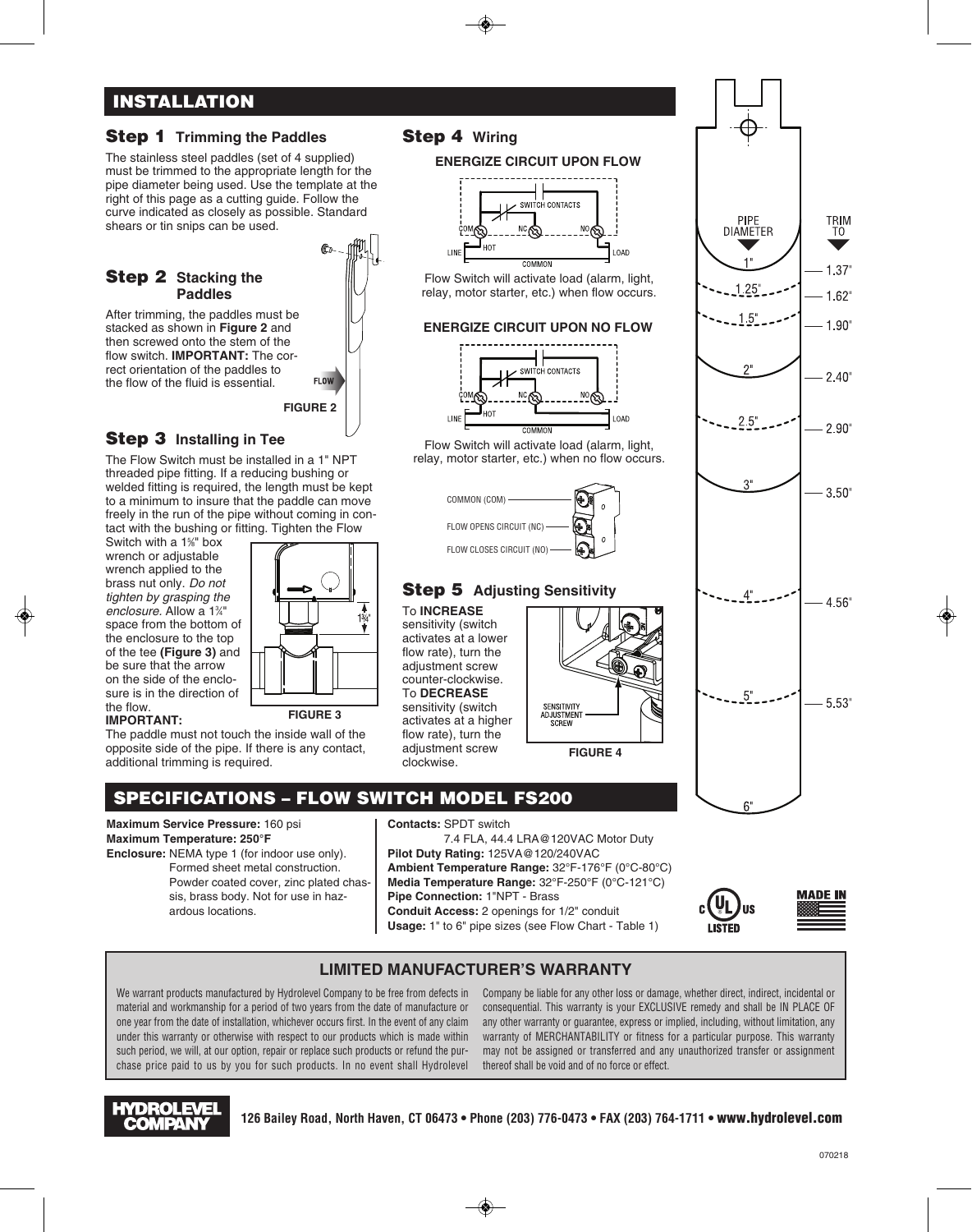## INSTALLATION

### Step 1 Trimming the Paddles

The stainless steel paddles (set of 4 supplied) must be trimmed to the appropriate length for the pipe diameter being used. Use the template at the right of this page as a cutting guide. Follow the curve indicated as closely as possible. Standard shears or tin snips can be used.

### Step 2 Stacking the Paddles

After trimming, the paddles must be stacked as shown in **Figure 2** and then screwed onto the stem of the flow switch. **IMPORTANT:** The correct orientation of the paddles to the flow of the fluid is essential.

FLOW

FIGURE 2

### Step 3 Installing in Tee

The Flow Switch must be installed in a 1" NPT threaded pipe fitting. If a reducing bushing or welded fitting is required, the length must be kept to a minimum to insure that the paddle can move freely in the run of the pipe without coming in contact with the bushing or fitting. Tighten the Flow Switch with a 1⅝" box wrench or adjustable wrench applied to the brass nut only. *Do not tighten by grasping the enclosure.* Allow a 1¾" space from the bottom of the enclosure to the top of the tee **(Figure 3)** and be sure that the arrow on the side of the enclosure is in the direction of the flow.

**IMPORTANT:**

The paddle must not touch the inside wall of the opposite side of the pipe. If there is any contact, additional trimming is required.

1¾"

FIGURE 3

### Step 4 Wiring

**ENERGIZE CIRCUIT UPON FLOW**

SWITCH CONTACTS
COM NC NO
LINE HOT LOAD
COMMON

Flow Switch will activate load (alarm, light, relay, motor starter, etc.) when flow occurs.

**ENERGIZE CIRCUIT UPON NO FLOW**

SWITCH CONTACTS
COM NC NO
LINE HOT LOAD
COMMON

Flow Switch will activate load (alarm, light, relay, motor starter, etc.) when no flow occurs.

COMMON (COM)
FLOW OPENS CIRCUIT (NC)
FLOW CLOSES CIRCUIT (NO)

### Step 5 Adjusting Sensitivity

To **INCREASE** sensitivity (switch activates at a lower flow rate), turn the adjustment screw counter-clockwise. To **DECREASE** sensitivity (switch activates at a higher flow rate), turn the adjustment screw clockwise.

SENSITIVITY ADJUSTMENT SCREW

FIGURE 4

PIPE DIAMETER
TRIM TO

| PIPE DIAMETER | TRIM TO |
|---|---|
| 1" | 1.37" |
| 1.25" | 1.62" |
| 1.5" | 1.90" |
| 2" | 2.40" |
| 2.5" | 2.90" |
| 3" | 3.50" |
| 4" | 4.56" |
| 5" | 5.53" |
| 6" | |

## SPECIFICATIONS – FLOW SWITCH MODEL FS200

**Maximum Service Pressure:** 160 psi
**Maximum Temperature: 250°F**
**Enclosure:** NEMA type 1 (for indoor use only). Formed sheet metal construction. Powder coated cover, zinc plated chassis, brass body. Not for use in hazardous locations.

**Contacts:** SPDT switch
7.4 FLA, 44.4 LRA@120VAC Motor Duty
**Pilot Duty Rating:** 125VA@120/240VAC
**Ambient Temperature Range:** 32°F-176°F (0°C-80°C)
**Media Temperature Range:** 32°F-250°F (0°C-121°C)
**Pipe Connection:** 1"NPT - Brass
**Conduit Access:** 2 openings for 1/2" conduit
**Usage:** 1" to 6" pipe sizes (see Flow Chart - Table 1)

C UL US LISTED

MADE IN

### LIMITED MANUFACTURER'S WARRANTY

We warrant products manufactured by Hydrolevel Company to be free from defects in material and workmanship for a period of two years from the date of manufacture or one year from the date of installation, whichever occurs first. In the event of any claim under this warranty or otherwise with respect to our products which is made within such period, we will, at our option, repair or replace such products or refund the purchase price paid to us by you for such products. In no event shall Hydrolevel Company be liable for any other loss or damage, whether direct, indirect, incidental or consequential. This warranty is your EXCLUSIVE remedy and shall be IN PLACE OF any other warranty or guarantee, express or implied, including, without limitation, any warranty of MERCHANTABILITY or fitness for a particular purpose. This warranty may not be assigned or transferred and any unauthorized transfer or assignment thereof shall be void and of no force or effect.

**HYDROLEVEL COMPANY**

**126 Bailey Road, North Haven, CT 06473 • Phone (203) 776-0473 • FAX (203) 764-1711 • www.hydrolevel.com**

070218